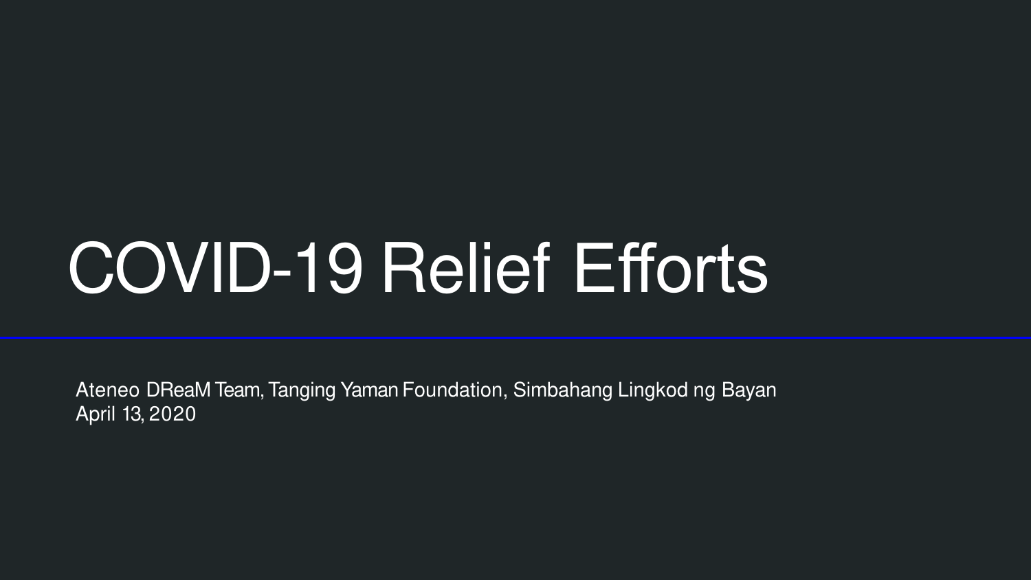# COVID-19 Relief Efforts

Ateneo DReaM Team, Tanging Yaman Foundation, Simbahang Lingkod ng Bayan
April 13, 2020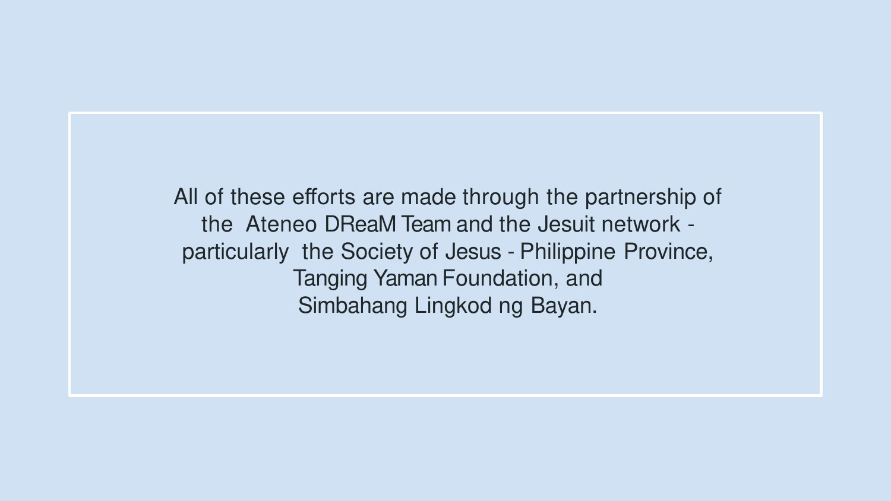All of these efforts are made through the partnership of the Ateneo DReaM Team and the Jesuit network - particularly the Society of Jesus - Philippine Province, Tanging Yaman Foundation, and Simbahang Lingkod ng Bayan.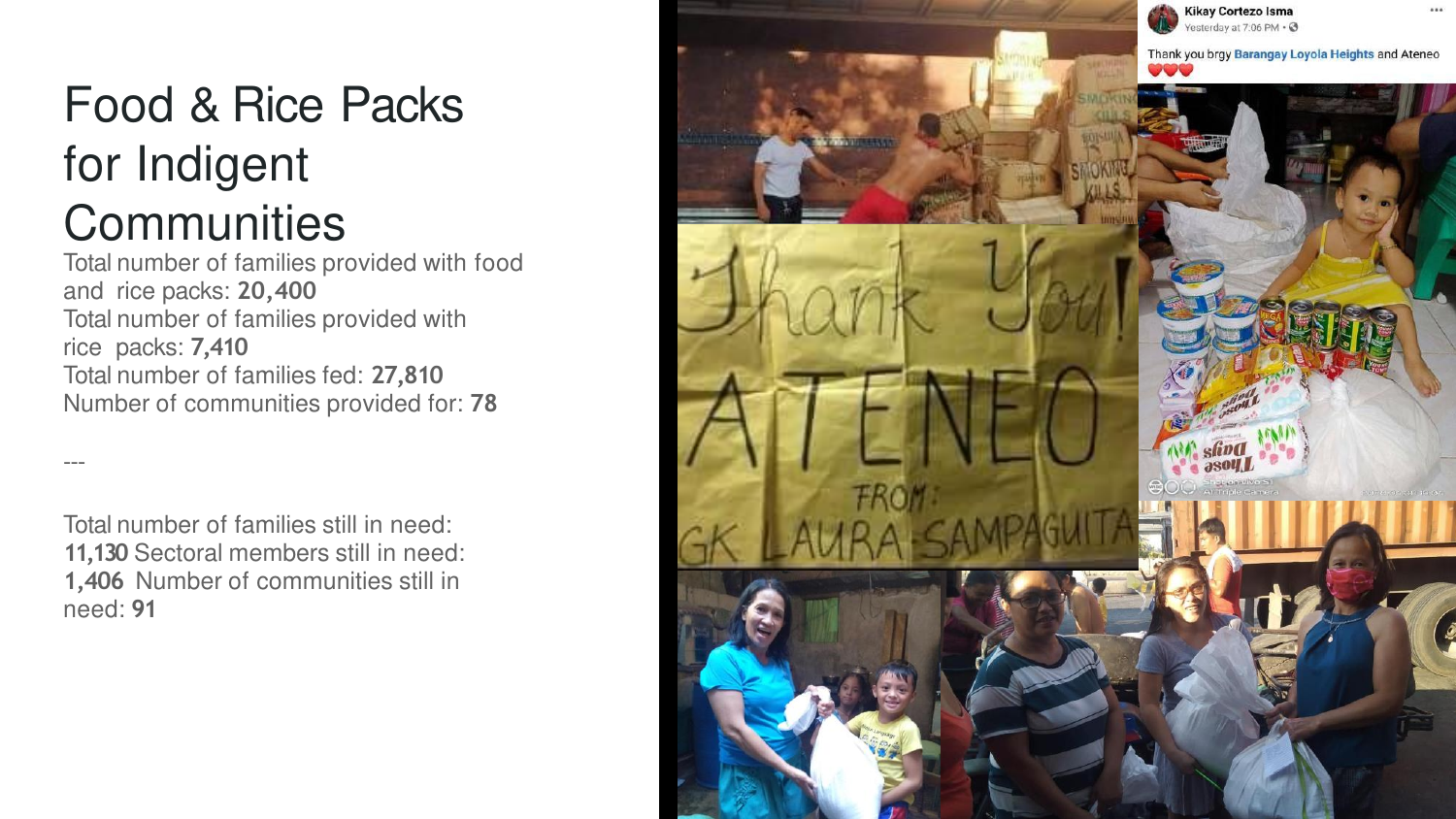# Food & Rice Packs for Indigent Communities

Total number of families provided with food and rice packs: **20,400**
Total number of families provided with rice packs: **7,410**
Total number of families fed: **27,810**
Number of communities provided for: **78**

---

Total number of families still in need: **11,130** Sectoral members still in need: **1,406** Number of communities still in need: **91**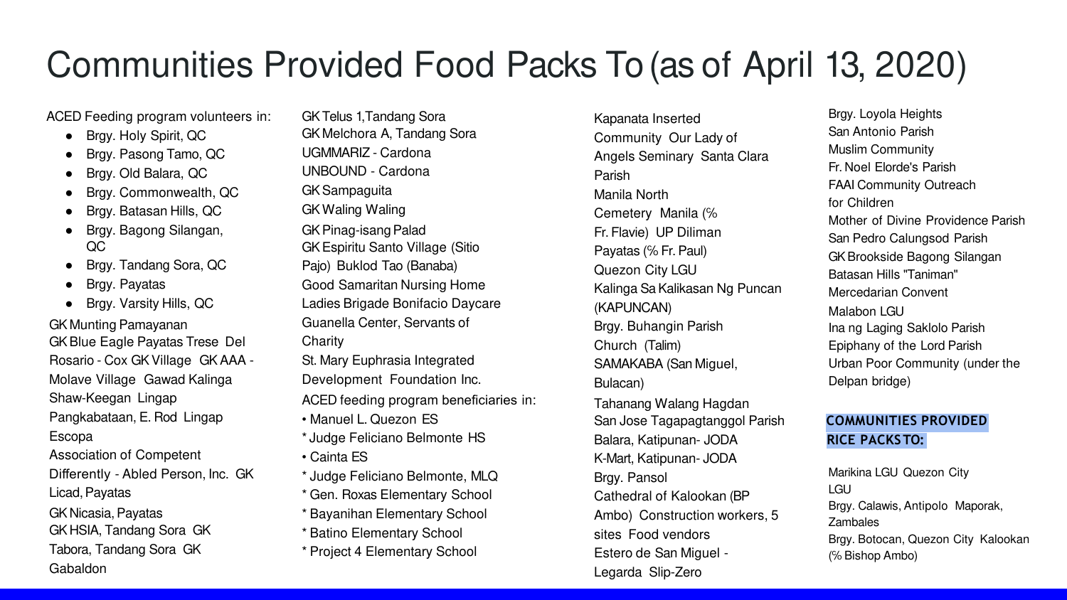# Communities Provided Food Packs To (as of April 13, 2020)

ACED Feeding program volunteers in:

- Brgy. Holy Spirit, QC
- Brgy. Pasong Tamo, QC
- Brgy. Old Balara, QC
- Brgy. Commonwealth, QC
- Brgy. Batasan Hills, QC
- Brgy. Bagong Silangan, QC
- Brgy. Tandang Sora, QC
- Brgy. Payatas
- Brgy. Varsity Hills, QC

GK Munting Pamayanan
GK Blue Eagle Payatas Trese Del Rosario - Cox GK Village GK AAA - Molave Village Gawad Kalinga Shaw-Keegan Lingap Pangkabataan, E. Rod Lingap Escopa
Association of Competent Differently - Abled Person, Inc. GK Licad, Payatas
GK Nicasia, Payatas
GK HSIA, Tandang Sora GK Tabora, Tandang Sora GK Gabaldon

GK Telus 1, Tandang Sora
GK Melchora A, Tandang Sora
UGMMARIZ - Cardona
UNBOUND - Cardona
GK Sampaguita
GK Waling Waling
GK Pinag-isang Palad
GK Espiritu Santo Village (Sitio Pajo) Buklod Tao (Banaba)
Good Samaritan Nursing Home
Ladies Brigade Bonifacio Daycare
Guanella Center, Servants of Charity
St. Mary Euphrasia Integrated Development Foundation Inc.

ACED feeding program beneficiaries in:

• Manuel L. Quezon ES
* Judge Feliciano Belmonte HS
• Cainta ES
* Judge Feliciano Belmonte, MLQ
* Gen. Roxas Elementary School
* Bayanihan Elementary School
* Batino Elementary School
* Project 4 Elementary School

Kapanata Inserted Community Our Lady of Angels Seminary Santa Clara Parish
Manila North Cemetery Manila (% Fr. Flavie) UP Diliman
Payatas (% Fr. Paul)
Quezon City LGU
Kalinga Sa Kalikasan Ng Puncan (KAPUNCAN)
Brgy. Buhangin Parish Church (Talim)
SAMAKABA (San Miguel, Bulacan)
Tahanang Walang Hagdan
San Jose Tagapagtanggol Parish
Balara, Katipunan- JODA
K-Mart, Katipunan- JODA
Brgy. Pansol
Cathedral of Kalookan (BP Ambo) Construction workers, 5 sites Food vendors
Estero de San Miguel - Legarda Slip-Zero

Brgy. Loyola Heights
San Antonio Parish
Muslim Community
Fr. Noel Elorde's Parish
FAAI Community Outreach for Children
Mother of Divine Providence Parish
San Pedro Calungsod Parish
GK Brookside Bagong Silangan
Batasan Hills "Taniman"
Mercedarian Convent
Malabon LGU
Ina ng Laging Saklolo Parish
Epiphany of the Lord Parish
Urban Poor Community (under the Delpan bridge)

**COMMUNITIES PROVIDED RICE PACKS TO:**

Marikina LGU Quezon City LGU
Brgy. Calawis, Antipolo Maporak, Zambales
Brgy. Botocan, Quezon City Kalookan (% Bishop Ambo)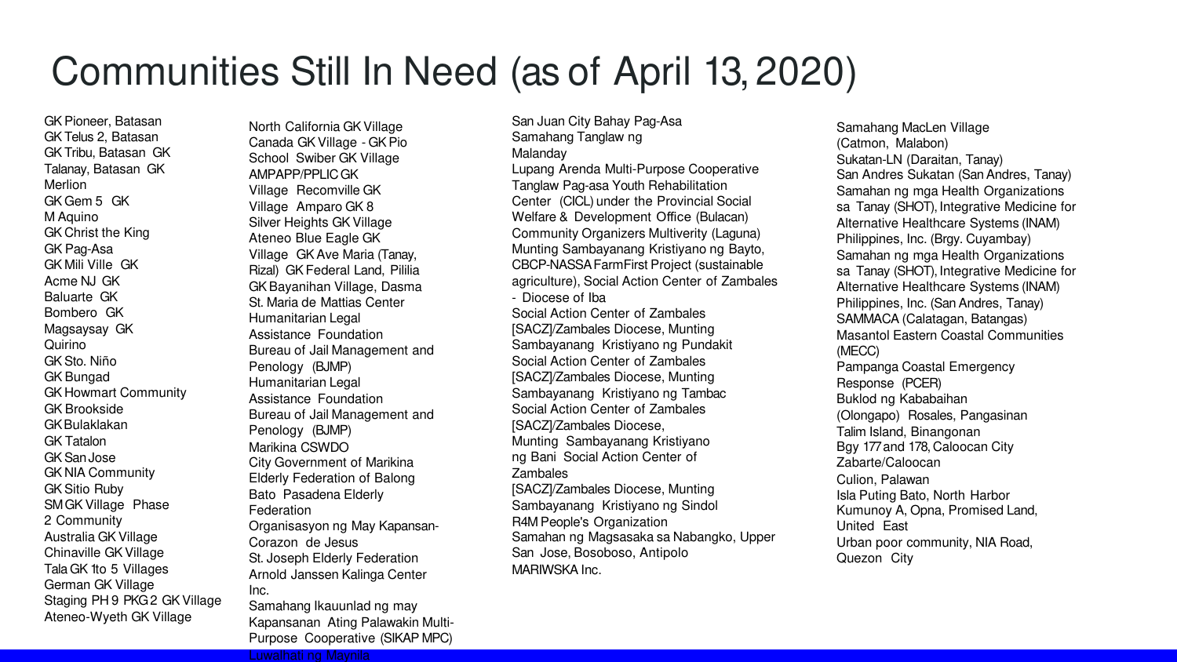# Communities Still In Need (as of April 13, 2020)

GK Pioneer, Batasan
GK Telus 2, Batasan
GK Tribu, Batasan GK
Talanay, Batasan GK
Merlion
GK Gem 5 GK
M Aquino
GK Christ the King
GK Pag-Asa
GK Mili Ville GK
Acme NJ GK
Baluarte GK
Bombero GK
Magsaysay GK
Quirino
GK Sto. Niño
GK Bungad
GK Howmart Community
GK Brookside
GK Bulaklakan
GK Tatalon
GK San Jose
GK NIA Community
GK Sitio Ruby
SM GK Village Phase
2 Community
Australia GK Village
Chinaville GK Village
Tala GK 1to 5 Villages
German GK Village
Staging PH 9 PKG 2 GK Village
Ateneo-Wyeth GK Village

North California GK Village
Canada GK Village - GK Pio
School Swiber GK Village
AMPAPP/PPLIC GK
Village Recomville GK
Village Amparo GK 8
Silver Heights GK Village
Ateneo Blue Eagle GK
Village GK Ave Maria (Tanay,
Rizal) GK Federal Land, Pililia
GK Bayanihan Village, Dasma
St. Maria de Mattias Center
Humanitarian Legal
Assistance Foundation
Bureau of Jail Management and
Penology (BJMP)
Humanitarian Legal
Assistance Foundation
Bureau of Jail Management and
Penology (BJMP)
Marikina CSWDO
City Government of Marikina
Elderly Federation of Balong
Bato Pasadena Elderly
Federation
Organisasyon ng May Kapansan-
Corazon de Jesus
St. Joseph Elderly Federation
Arnold Janssen Kalinga Center
Inc.
Samahang Ikauunlad ng may
Kapansanan Ating Palawakin Multi-
Purpose Cooperative (SIKAP MPC)
Luwalhati ng Maynila

San Juan City Bahay Pag-Asa
Samahang Tanglaw ng
Malanday
Lupang Arenda Multi-Purpose Cooperative
Tanglaw Pag-asa Youth Rehabilitation
Center (CICL) under the Provincial Social
Welfare & Development Office (Bulacan)
Community Organizers Multiverity (Laguna)
Munting Sambayanang Kristiyano ng Bayto,
CBCP-NASSA FarmFirst Project (sustainable
agriculture), Social Action Center of Zambales
- Diocese of Iba
Social Action Center of Zambales
[SACZ]/Zambales Diocese, Munting
Sambayanang Kristiyano ng Pundakit
Social Action Center of Zambales
[SACZ]/Zambales Diocese, Munting
Sambayanang Kristiyano ng Tambac
Social Action Center of Zambales
[SACZ]/Zambales Diocese,
Munting Sambayanang Kristiyano
ng Bani Social Action Center of
Zambales
[SACZ]/Zambales Diocese, Munting
Sambayanang Kristiyano ng Sindol
R4M People's Organization
Samahan ng Magsasaka sa Nabangko, Upper
San Jose, Bosoboso, Antipolo
MARIWSKA Inc.

Samahang MacLen Village
(Catmon, Malabon)
Sukatan-LN (Daraitan, Tanay)
San Andres Sukatan (San Andres, Tanay)
Samahan ng mga Health Organizations
sa Tanay (SHOT), Integrative Medicine for
Alternative Healthcare Systems (INAM)
Philippines, Inc. (Brgy. Cuyambay)
Samahan ng mga Health Organizations
sa Tanay (SHOT), Integrative Medicine for
Alternative Healthcare Systems (INAM)
Philippines, Inc. (San Andres, Tanay)
SAMMACA (Calatagan, Batangas)
Masantol Eastern Coastal Communities
(MECC)
Pampanga Coastal Emergency
Response (PCER)
Buklod ng Kababaihan
(Olongapo) Rosales, Pangasinan
Talim Island, Binangonan
Bgy 177 and 178, Caloocan City
Zabarte/Caloocan
Culion, Palawan
Isla Puting Bato, North Harbor
Kumunoy A, Opna, Promised Land,
United East
Urban poor community, NIA Road,
Quezon City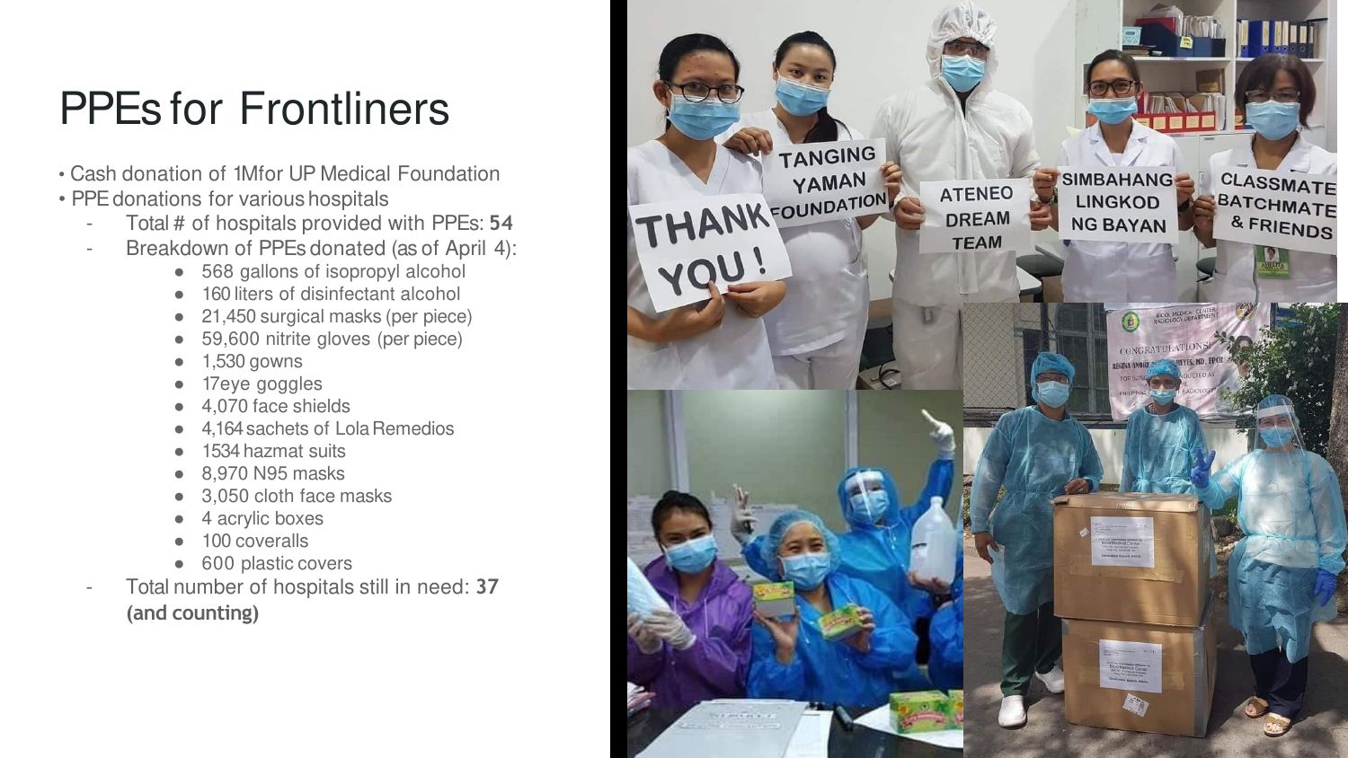# PPEs for Frontliners

- Cash donation of 1Mfor UP Medical Foundation
- PPE donations for various hospitals
  - Total # of hospitals provided with PPEs: **54**
  - Breakdown of PPEs donated (as of April 4):
    - 568 gallons of isopropyl alcohol
    - 160 liters of disinfectant alcohol
    - 21,450 surgical masks (per piece)
    - 59,600 nitrite gloves (per piece)
    - 1,530 gowns
    - 17eye goggles
    - 4,070 face shields
    - 4,164 sachets of Lola Remedios
    - 1534 hazmat suits
    - 8,970 N95 masks
    - 3,050 cloth face masks
    - 4 acrylic boxes
    - 100 coveralls
    - 600 plastic covers
  - Total number of hospitals still in need: **37 (and counting)**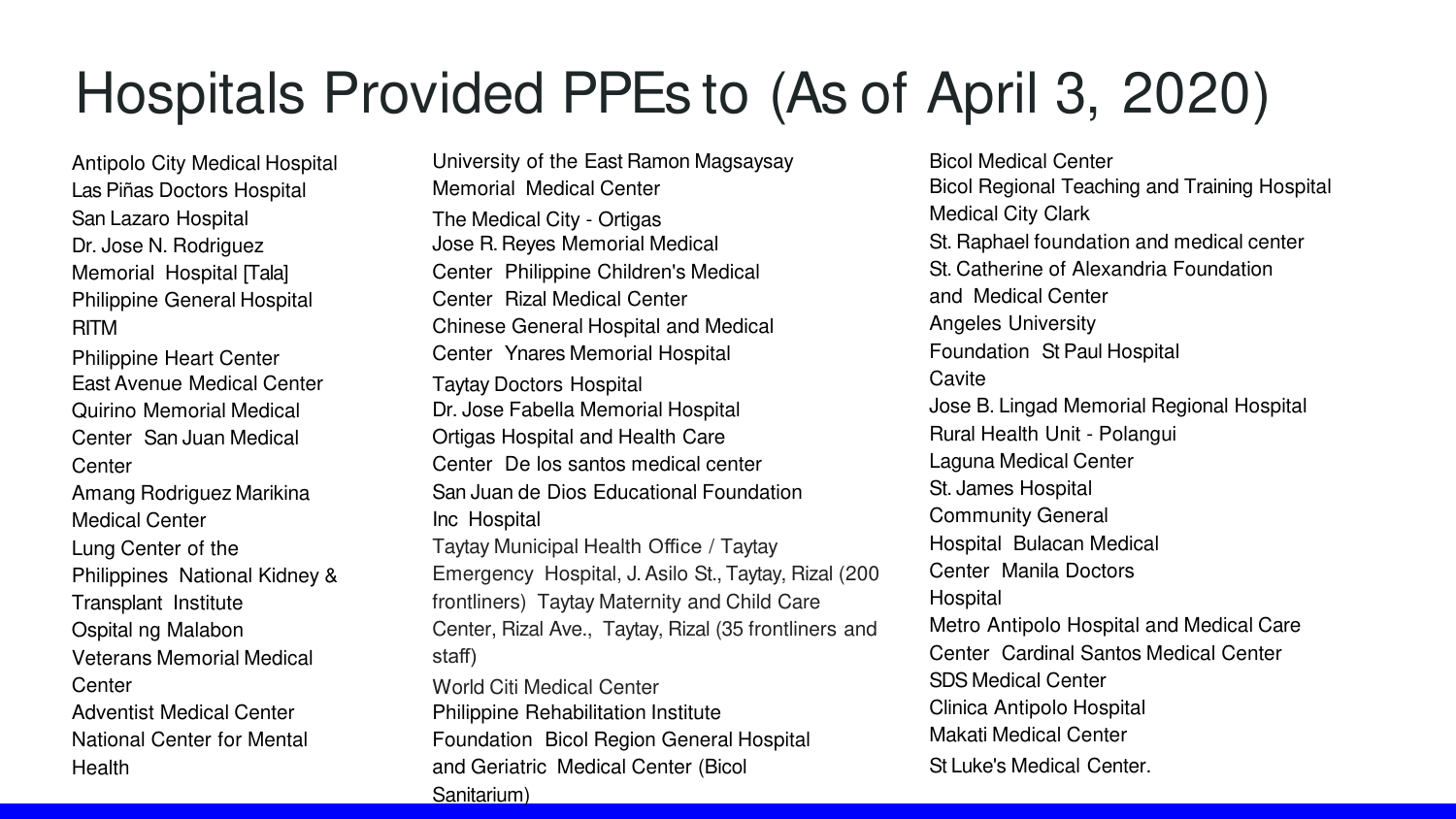# Hospitals Provided PPEs to (As of April 3, 2020)

Antipolo City Medical Hospital
Las Piñas Doctors Hospital
San Lazaro Hospital
Dr. Jose N. Rodriguez Memorial Hospital [Tala]
Philippine General Hospital
RITM
Philippine Heart Center
East Avenue Medical Center
Quirino Memorial Medical Center
San Juan Medical Center
Amang Rodriguez Marikina Medical Center
Lung Center of the Philippines
National Kidney & Transplant Institute
Ospital ng Malabon
Veterans Memorial Medical Center
Adventist Medical Center
National Center for Mental Health

University of the East Ramon Magsaysay Memorial Medical Center
The Medical City - Ortigas
Jose R. Reyes Memorial Medical Center
Philippine Children's Medical Center
Rizal Medical Center
Chinese General Hospital and Medical Center
Ynares Memorial Hospital
Taytay Doctors Hospital
Dr. Jose Fabella Memorial Hospital
Ortigas Hospital and Health Care Center
De los santos medical center
San Juan de Dios Educational Foundation Inc Hospital
Taytay Municipal Health Office / Taytay Emergency Hospital, J. Asilo St., Taytay, Rizal (200 frontliners)
Taytay Maternity and Child Care Center, Rizal Ave., Taytay, Rizal (35 frontliners and staff)
World Citi Medical Center
Philippine Rehabilitation Institute Foundation
Bicol Region General Hospital and Geriatric Medical Center (Bicol Sanitarium)

Bicol Medical Center
Bicol Regional Teaching and Training Hospital
Medical City Clark
St. Raphael foundation and medical center
St. Catherine of Alexandria Foundation and Medical Center
Angeles University Foundation
St Paul Hospital Cavite
Jose B. Lingad Memorial Regional Hospital
Rural Health Unit - Polangui
Laguna Medical Center
St. James Hospital
Community General Hospital
Bulacan Medical Center
Manila Doctors Hospital
Metro Antipolo Hospital and Medical Care Center
Cardinal Santos Medical Center
SDS Medical Center
Clinica Antipolo Hospital
Makati Medical Center
St Luke's Medical Center.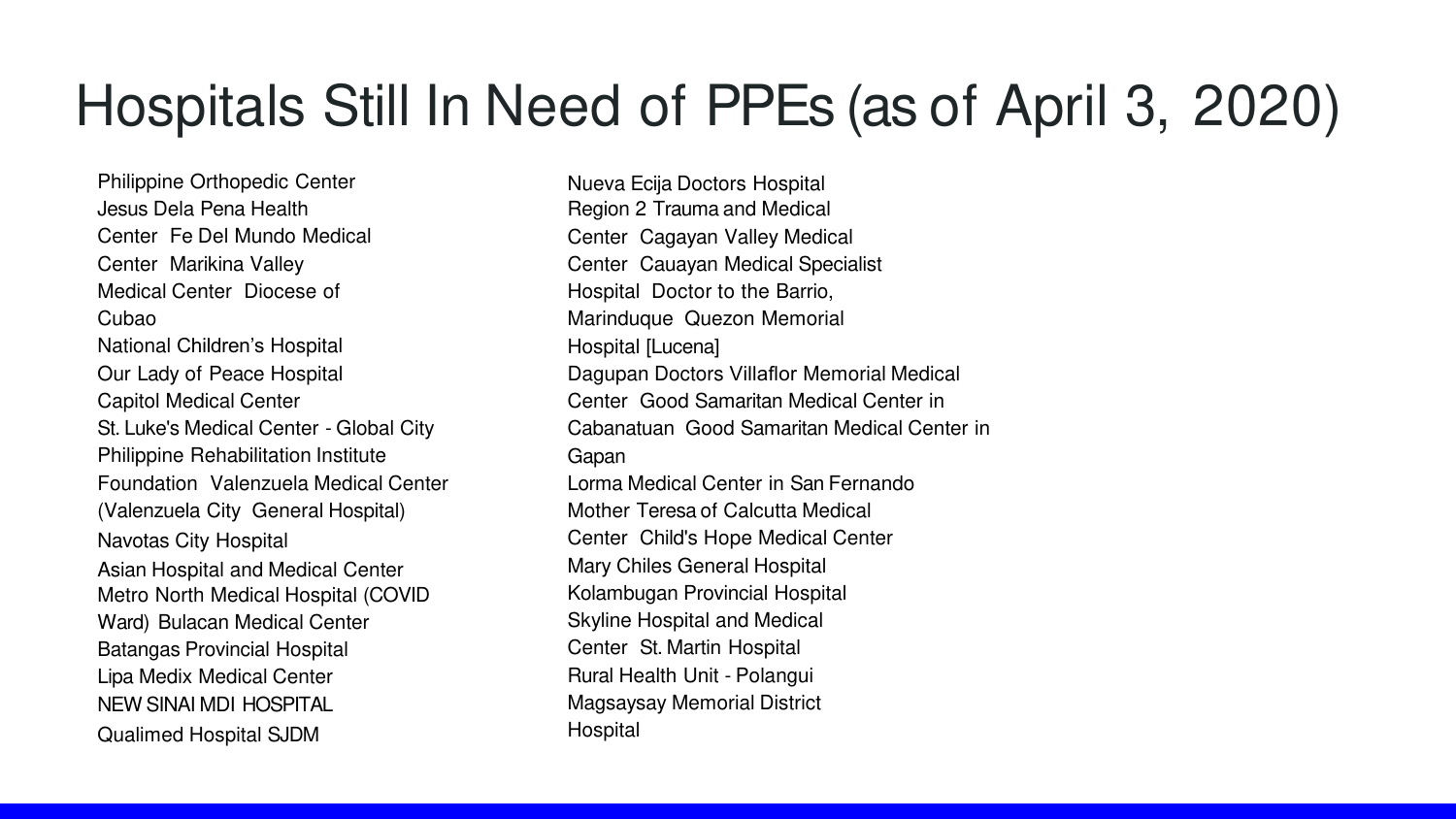# Hospitals Still In Need of PPEs (as of April 3, 2020)

Philippine Orthopedic Center
Jesus Dela Pena Health Center
Fe Del Mundo Medical Center
Marikina Valley Medical Center
Diocese of Cubao
National Children's Hospital
Our Lady of Peace Hospital
Capitol Medical Center
St. Luke's Medical Center - Global City
Philippine Rehabilitation Institute Foundation
Valenzuela Medical Center (Valenzuela City General Hospital)
Navotas City Hospital
Asian Hospital and Medical Center
Metro North Medical Hospital (COVID Ward)
Bulacan Medical Center
Batangas Provincial Hospital
Lipa Medix Medical Center
NEW SINAI MDI HOSPITAL
Qualimed Hospital SJDM

Nueva Ecija Doctors Hospital
Region 2 Trauma and Medical Center
Cagayan Valley Medical Center
Cauayan Medical Specialist Hospital
Doctor to the Barrio, Marinduque
Quezon Memorial Hospital [Lucena]
Dagupan Doctors Villaflor Memorial Medical Center
Good Samaritan Medical Center in Cabanatuan
Good Samaritan Medical Center in Gapan
Lorma Medical Center in San Fernando
Mother Teresa of Calcutta Medical Center
Child's Hope Medical Center
Mary Chiles General Hospital
Kolambugan Provincial Hospital
Skyline Hospital and Medical Center
St. Martin Hospital
Rural Health Unit - Polangui
Magsaysay Memorial District Hospital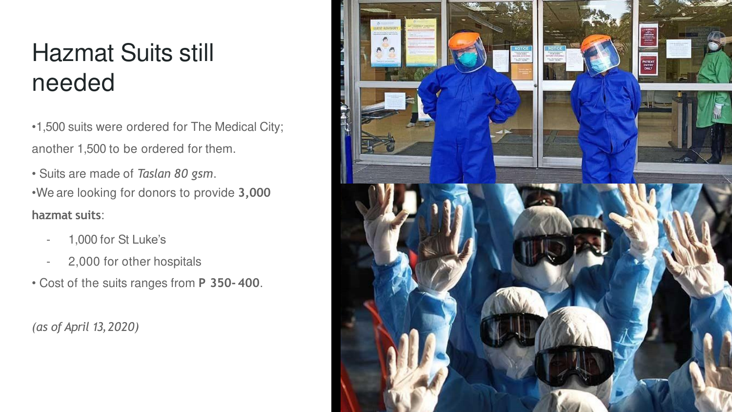# Hazmat Suits still needed

- 1,500 suits were ordered for The Medical City; another 1,500 to be ordered for them.
- Suits are made of *Taslan 80 gsm*.
- We are looking for donors to provide **3,000 hazmat suits**:
  - 1,000 for St Luke's
  - 2,000 for other hospitals
- Cost of the suits ranges from **P 350- 400**.

*(as of April 13, 2020)*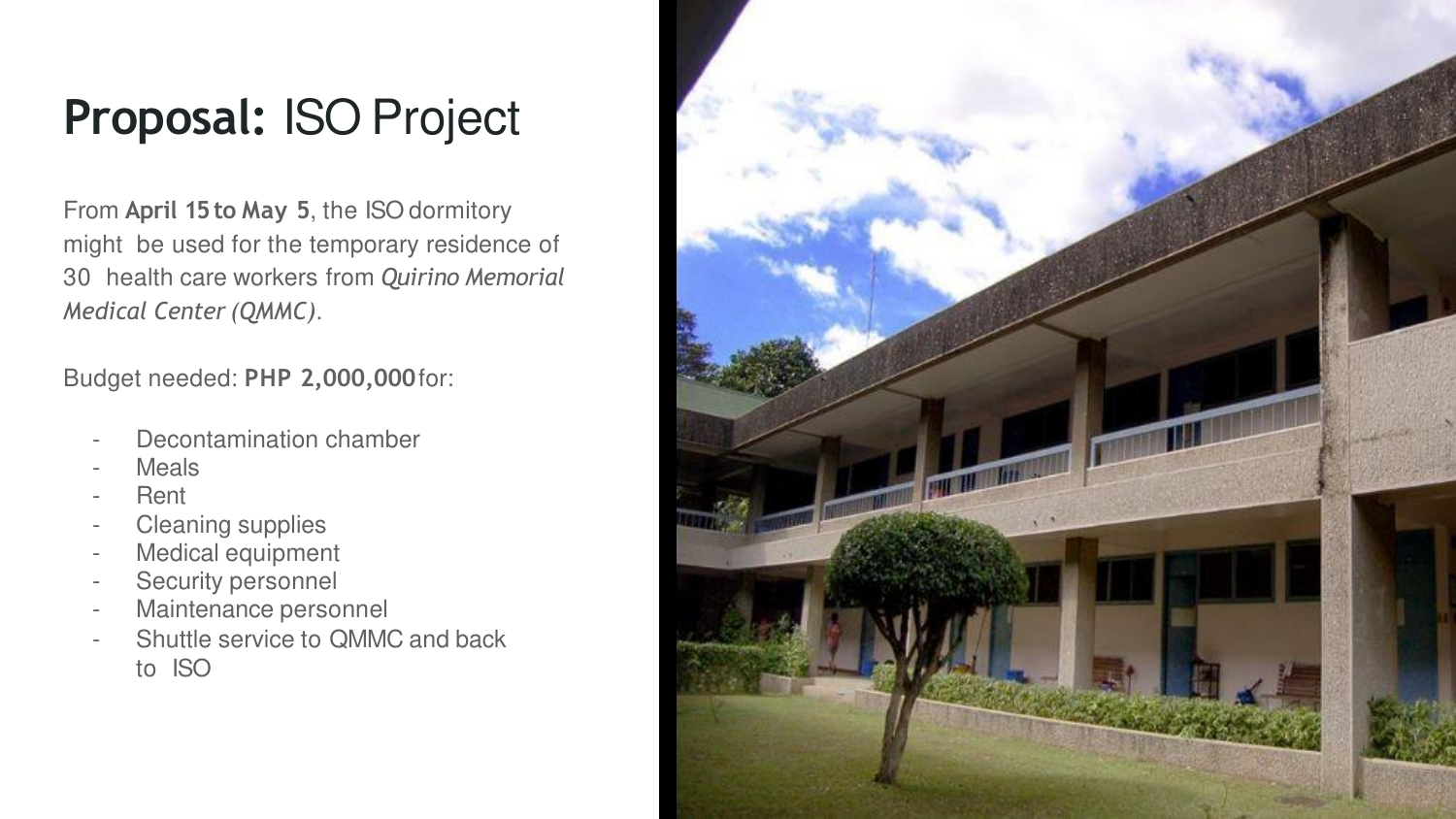# **Proposal:** ISO Project

From **April 15 to May 5**, the ISO dormitory might be used for the temporary residence of 30 health care workers from *Quirino Memorial Medical Center (QMMC)*.

Budget needed: **PHP 2,000,000** for:

- Decontamination chamber
- Meals
- Rent
- Cleaning supplies
- Medical equipment
- Security personnel
- Maintenance personnel
- Shuttle service to QMMC and back to ISO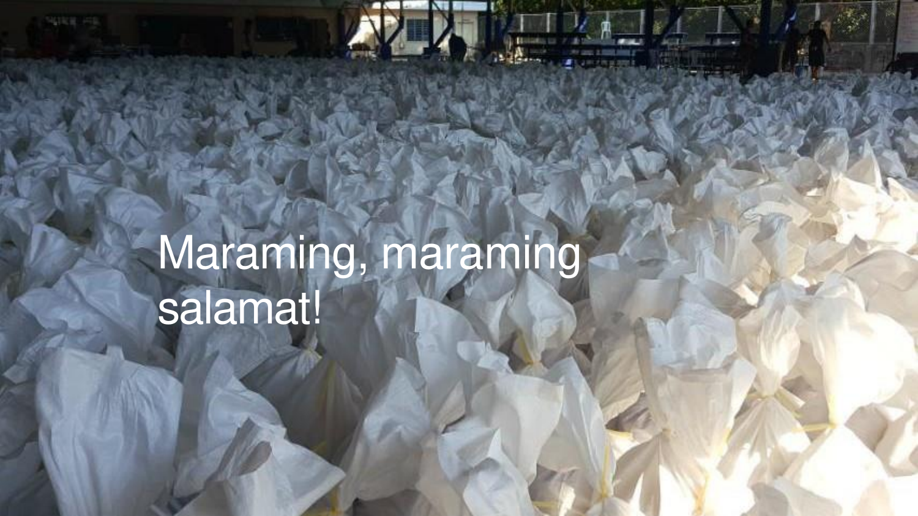Maraming, maraming salamat!